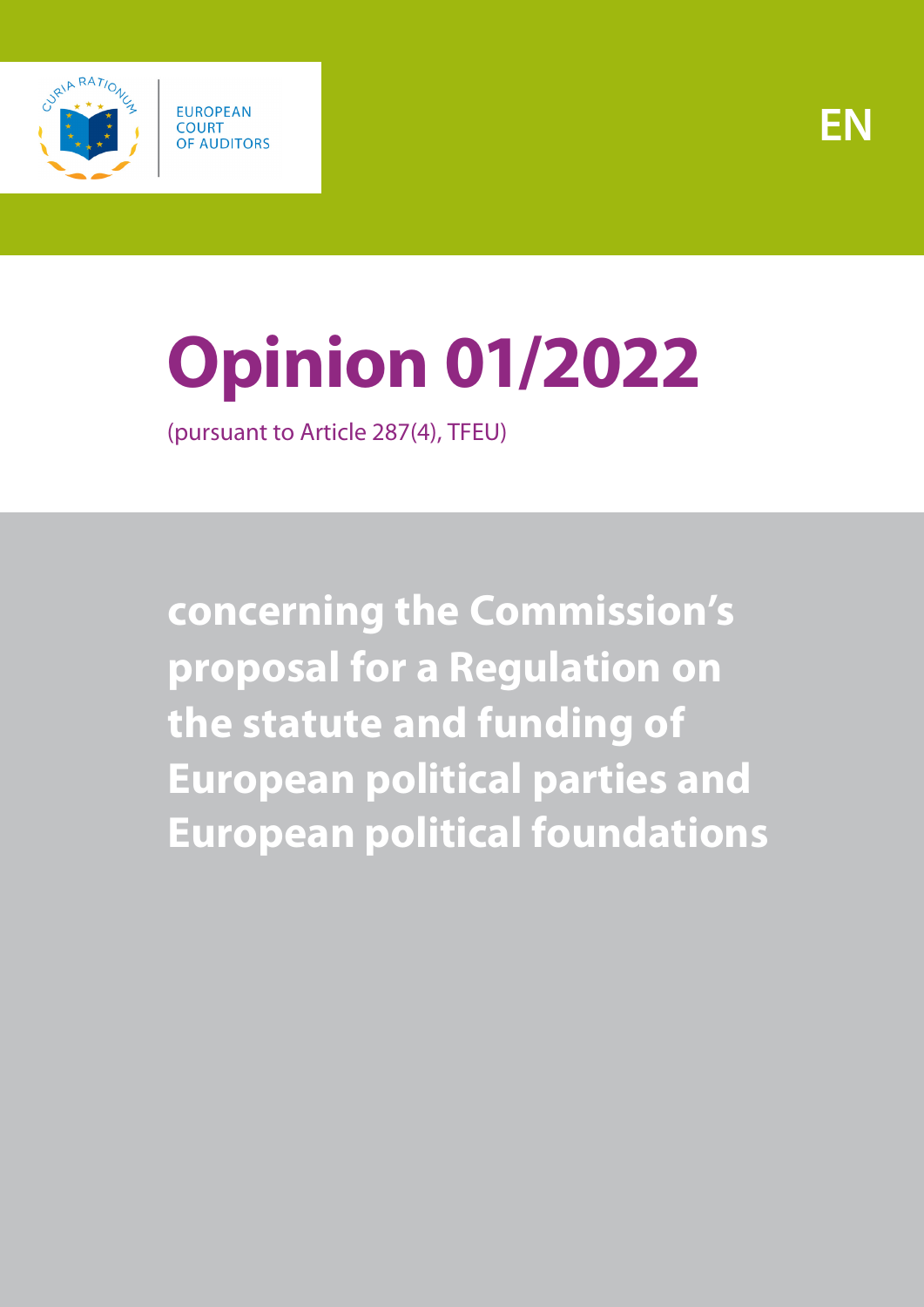EUROPEAN COURT OF AUDITORS

EN

# Opinion 01/2022

(pursuant to Article 287(4), TFEU)

## concerning the Commission's proposal for a Regulation on the statute and funding of European political parties and European political foundations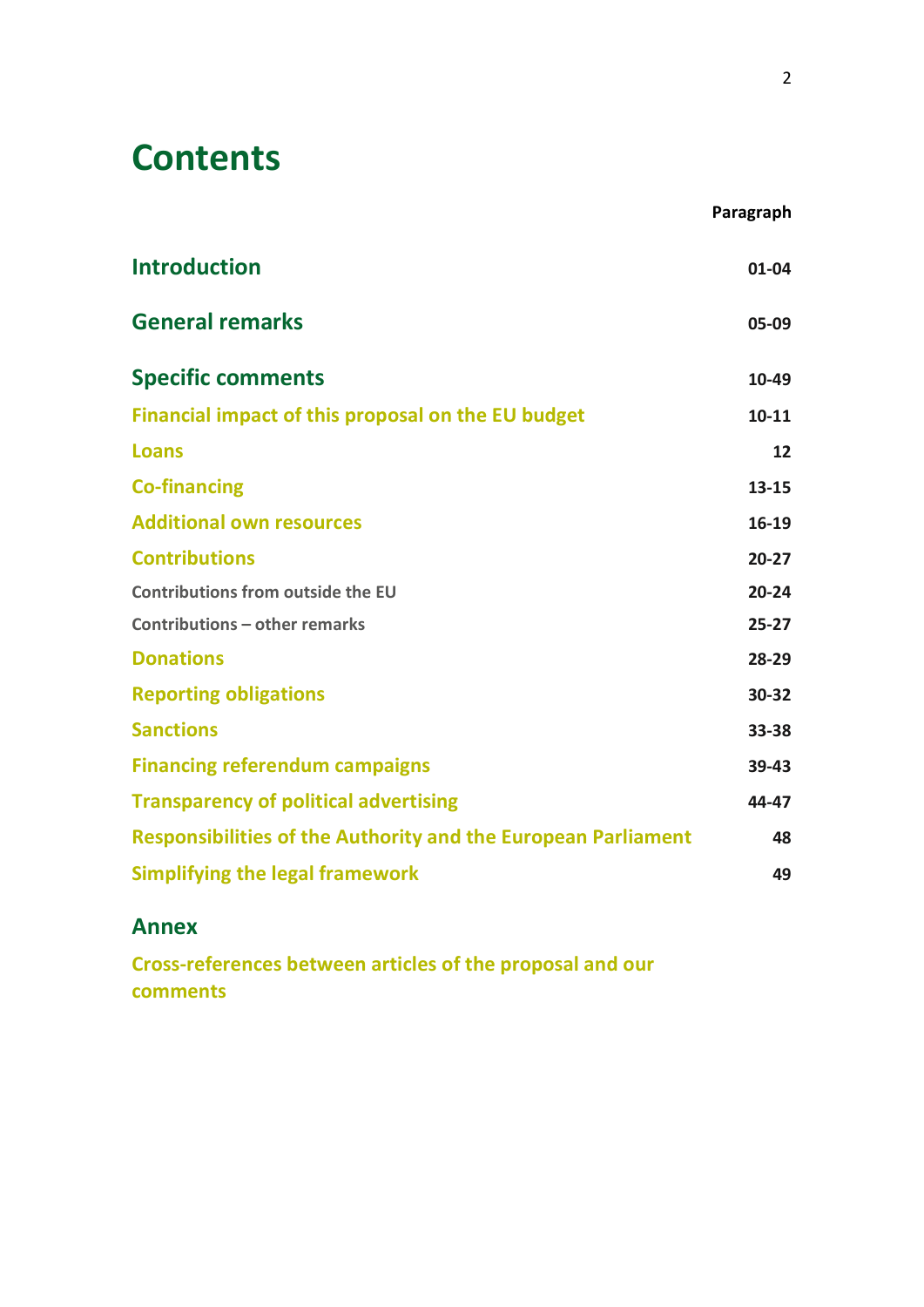# Contents

| | Paragraph |
|---|---|
| **Introduction** | 01-04 |
| **General remarks** | 05-09 |
| **Specific comments** | 10-49 |
| Financial impact of this proposal on the EU budget | 10-11 |
| Loans | 12 |
| Co-financing | 13-15 |
| Additional own resources | 16-19 |
| Contributions | 20-27 |
| Contributions from outside the EU | 20-24 |
| Contributions – other remarks | 25-27 |
| Donations | 28-29 |
| Reporting obligations | 30-32 |
| Sanctions | 33-38 |
| Financing referendum campaigns | 39-43 |
| Transparency of political advertising | 44-47 |
| Responsibilities of the Authority and the European Parliament | 48 |
| Simplifying the legal framework | 49 |

**Annex**

Cross-references between articles of the proposal and our comments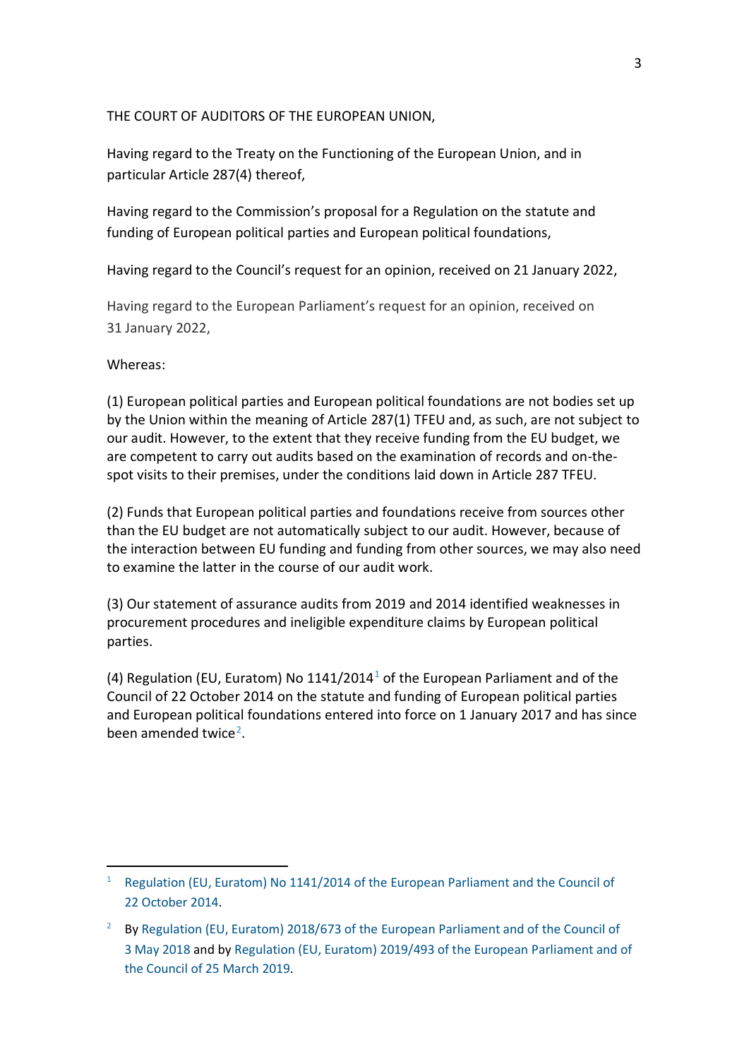THE COURT OF AUDITORS OF THE EUROPEAN UNION,

Having regard to the Treaty on the Functioning of the European Union, and in particular Article 287(4) thereof,

Having regard to the Commission's proposal for a Regulation on the statute and funding of European political parties and European political foundations,

Having regard to the Council's request for an opinion, received on 21 January 2022,

Having regard to the European Parliament's request for an opinion, received on 31 January 2022,

Whereas:

(1) European political parties and European political foundations are not bodies set up by the Union within the meaning of Article 287(1) TFEU and, as such, are not subject to our audit. However, to the extent that they receive funding from the EU budget, we are competent to carry out audits based on the examination of records and on-the-spot visits to their premises, under the conditions laid down in Article 287 TFEU.

(2) Funds that European political parties and foundations receive from sources other than the EU budget are not automatically subject to our audit. However, because of the interaction between EU funding and funding from other sources, we may also need to examine the latter in the course of our audit work.

(3) Our statement of assurance audits from 2019 and 2014 identified weaknesses in procurement procedures and ineligible expenditure claims by European political parties.

(4) Regulation (EU, Euratom) No 1141/2014[1] of the European Parliament and of the Council of 22 October 2014 on the statute and funding of European political parties and European political foundations entered into force on 1 January 2017 and has since been amended twice[2].

---

[1] Regulation (EU, Euratom) No 1141/2014 of the European Parliament and the Council of 22 October 2014.

[2] By Regulation (EU, Euratom) 2018/673 of the European Parliament and of the Council of 3 May 2018 and by Regulation (EU, Euratom) 2019/493 of the European Parliament and of the Council of 25 March 2019.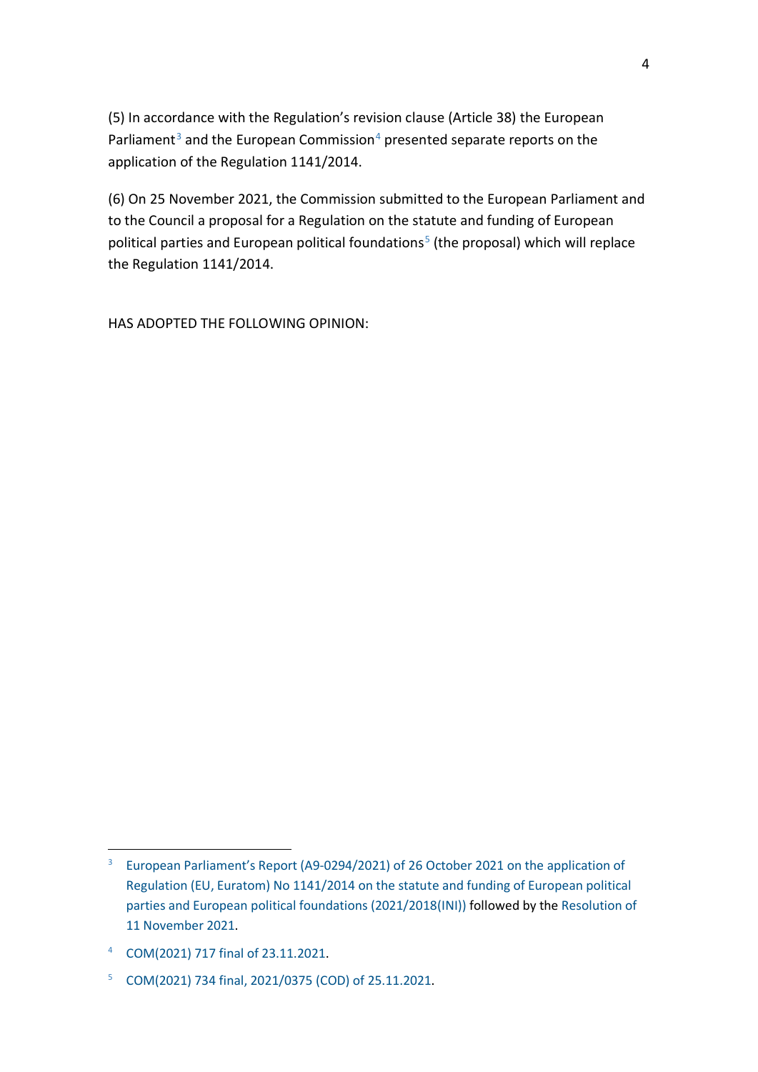(5) In accordance with the Regulation's revision clause (Article 38) the European Parliament[3] and the European Commission[4] presented separate reports on the application of the Regulation 1141/2014.

(6) On 25 November 2021, the Commission submitted to the European Parliament and to the Council a proposal for a Regulation on the statute and funding of European political parties and European political foundations[5] (the proposal) which will replace the Regulation 1141/2014.

HAS ADOPTED THE FOLLOWING OPINION:

---

[3] European Parliament's Report (A9-0294/2021) of 26 October 2021 on the application of Regulation (EU, Euratom) No 1141/2014 on the statute and funding of European political parties and European political foundations (2021/2018(INI)) followed by the Resolution of 11 November 2021.

[4] COM(2021) 717 final of 23.11.2021.

[5] COM(2021) 734 final, 2021/0375 (COD) of 25.11.2021.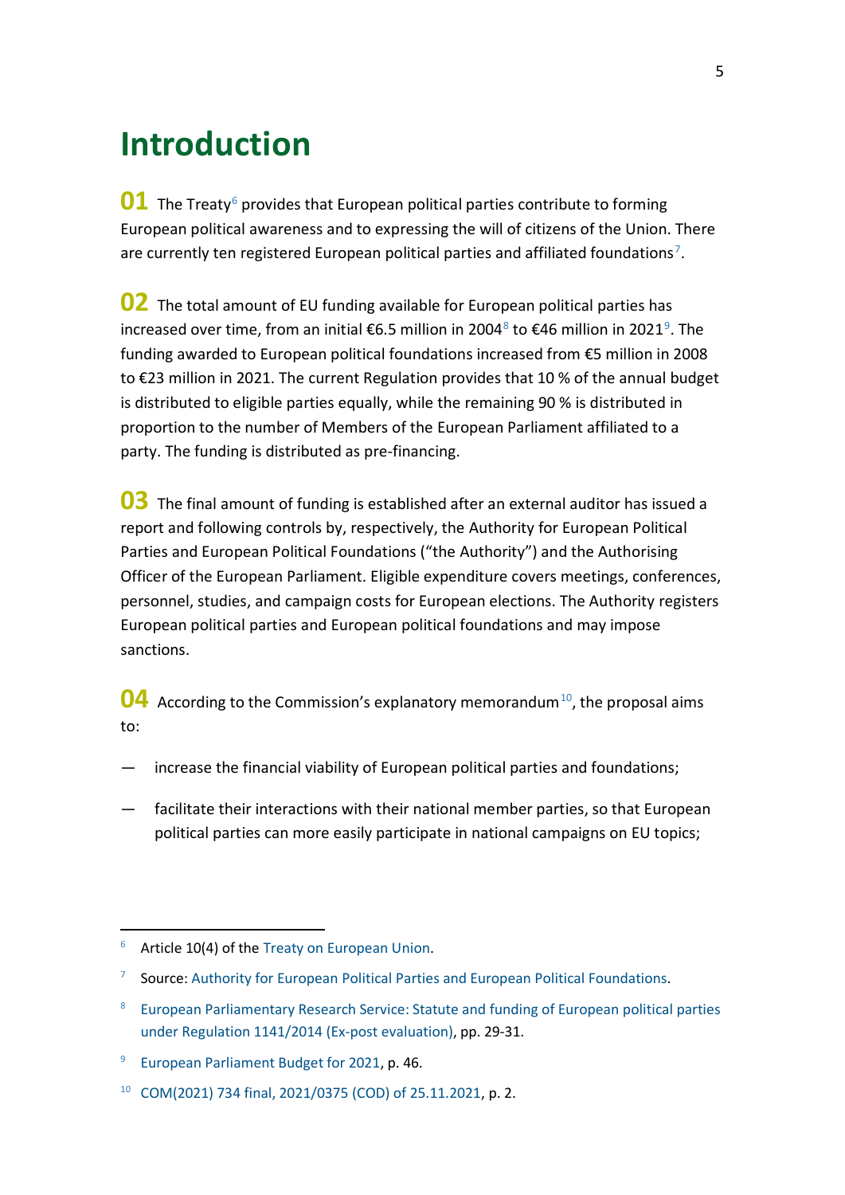# Introduction

**01** The Treaty[6] provides that European political parties contribute to forming European political awareness and to expressing the will of citizens of the Union. There are currently ten registered European political parties and affiliated foundations[7].

**02** The total amount of EU funding available for European political parties has increased over time, from an initial €6.5 million in 2004[8] to €46 million in 2021[9]. The funding awarded to European political foundations increased from €5 million in 2008 to €23 million in 2021. The current Regulation provides that 10 % of the annual budget is distributed to eligible parties equally, while the remaining 90 % is distributed in proportion to the number of Members of the European Parliament affiliated to a party. The funding is distributed as pre-financing.

**03** The final amount of funding is established after an external auditor has issued a report and following controls by, respectively, the Authority for European Political Parties and European Political Foundations ("the Authority") and the Authorising Officer of the European Parliament. Eligible expenditure covers meetings, conferences, personnel, studies, and campaign costs for European elections. The Authority registers European political parties and European political foundations and may impose sanctions.

**04** According to the Commission's explanatory memorandum[10], the proposal aims to:

— increase the financial viability of European political parties and foundations;

— facilitate their interactions with their national member parties, so that European political parties can more easily participate in national campaigns on EU topics;

---

[6] Article 10(4) of the Treaty on European Union.

[7] Source: Authority for European Political Parties and European Political Foundations.

[8] European Parliamentary Research Service: Statute and funding of European political parties under Regulation 1141/2014 (Ex-post evaluation), pp. 29-31.

[9] European Parliament Budget for 2021, p. 46.

[10] COM(2021) 734 final, 2021/0375 (COD) of 25.11.2021, p. 2.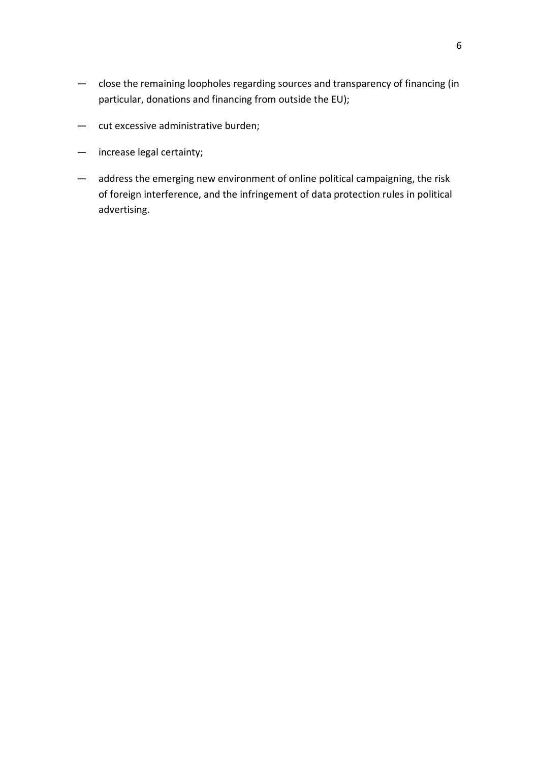- close the remaining loopholes regarding sources and transparency of financing (in particular, donations and financing from outside the EU);
- cut excessive administrative burden;
- increase legal certainty;
- address the emerging new environment of online political campaigning, the risk of foreign interference, and the infringement of data protection rules in political advertising.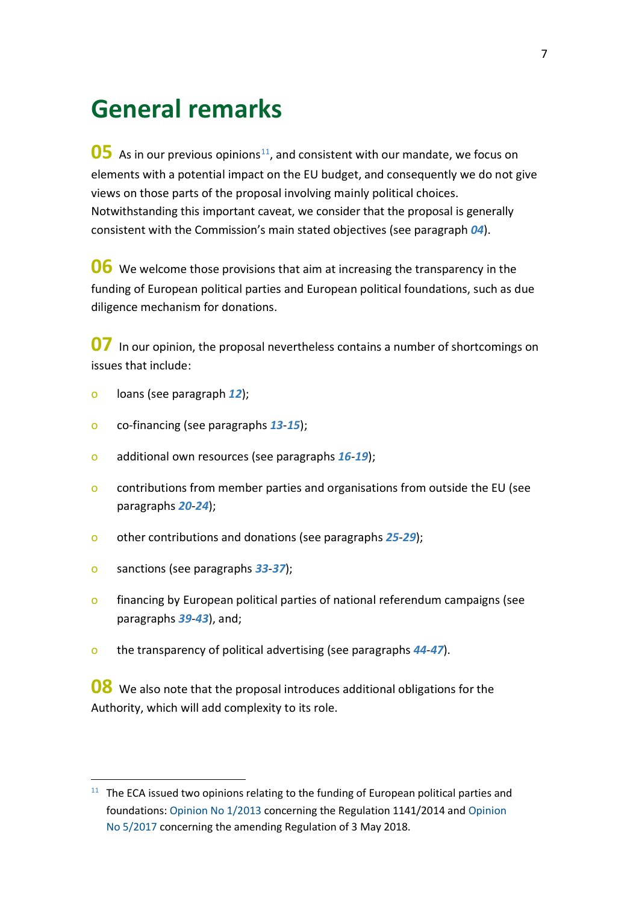# General remarks

**05** As in our previous opinions[11], and consistent with our mandate, we focus on elements with a potential impact on the EU budget, and consequently we do not give views on those parts of the proposal involving mainly political choices. Notwithstanding this important caveat, we consider that the proposal is generally consistent with the Commission's main stated objectives (see paragraph ***04***).

**06** We welcome those provisions that aim at increasing the transparency in the funding of European political parties and European political foundations, such as due diligence mechanism for donations.

**07** In our opinion, the proposal nevertheless contains a number of shortcomings on issues that include:

- loans (see paragraph ***12***);
- co-financing (see paragraphs ***13***-***15***);
- additional own resources (see paragraphs ***16***-***19***);
- contributions from member parties and organisations from outside the EU (see paragraphs ***20***-***24***);
- other contributions and donations (see paragraphs ***25***-***29***);
- sanctions (see paragraphs ***33***-***37***);
- financing by European political parties of national referendum campaigns (see paragraphs ***39***-***43***), and;
- the transparency of political advertising (see paragraphs ***44***-***47***).

**08** We also note that the proposal introduces additional obligations for the Authority, which will add complexity to its role.

---

[11] The ECA issued two opinions relating to the funding of European political parties and foundations: Opinion No 1/2013 concerning the Regulation 1141/2014 and Opinion No 5/2017 concerning the amending Regulation of 3 May 2018.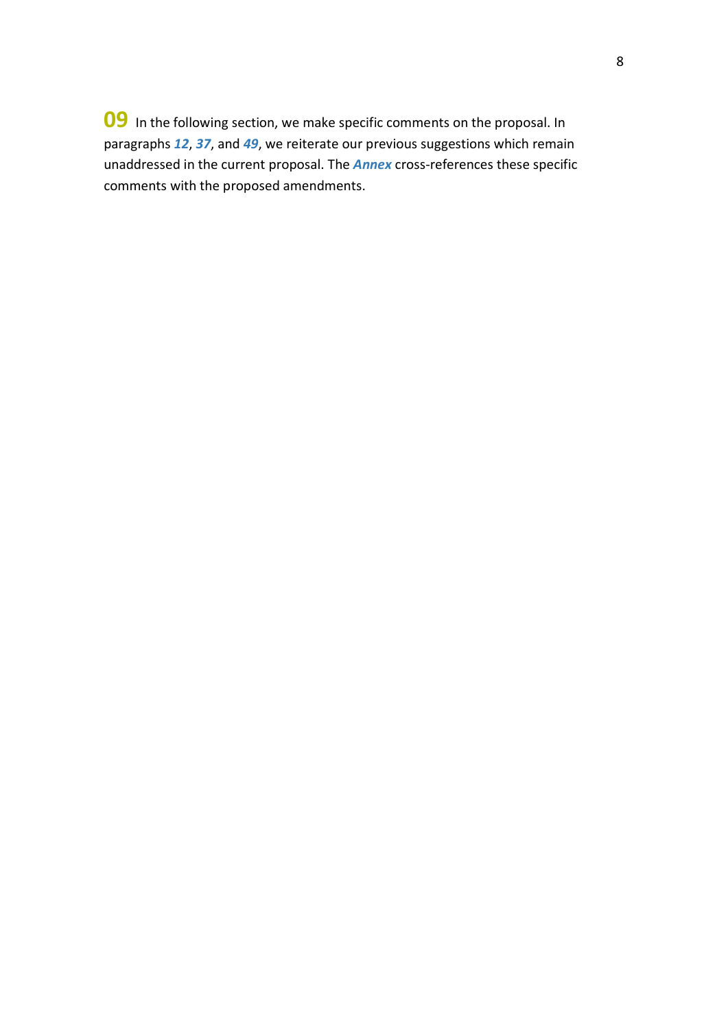**09** In the following section, we make specific comments on the proposal. In paragraphs ***12***, ***37***, and ***49***, we reiterate our previous suggestions which remain unaddressed in the current proposal. The ***Annex*** cross-references these specific comments with the proposed amendments.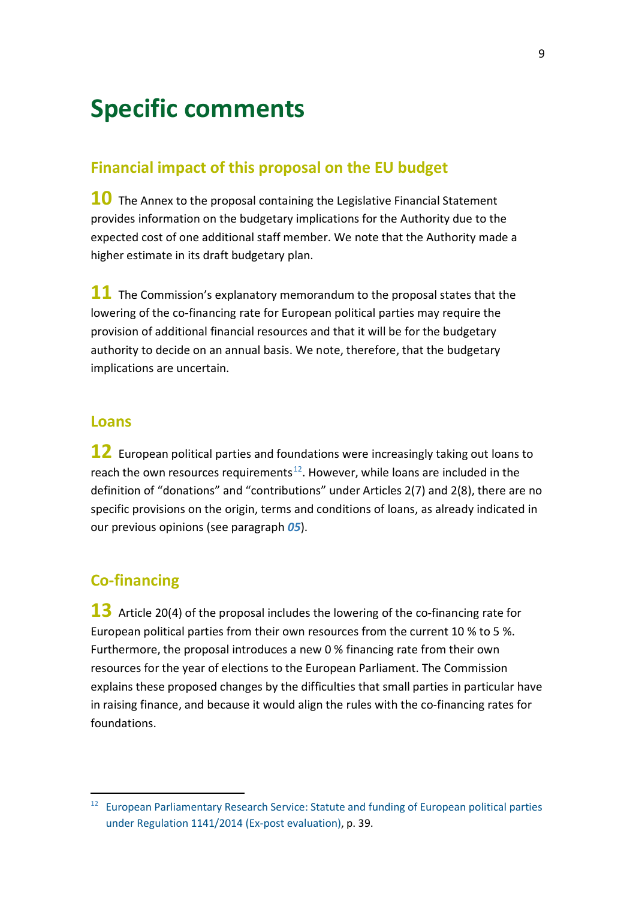# Specific comments

## Financial impact of this proposal on the EU budget

**10** The Annex to the proposal containing the Legislative Financial Statement provides information on the budgetary implications for the Authority due to the expected cost of one additional staff member. We note that the Authority made a higher estimate in its draft budgetary plan.

**11** The Commission's explanatory memorandum to the proposal states that the lowering of the co-financing rate for European political parties may require the provision of additional financial resources and that it will be for the budgetary authority to decide on an annual basis. We note, therefore, that the budgetary implications are uncertain.

## Loans

**12** European political parties and foundations were increasingly taking out loans to reach the own resources requirements[12]. However, while loans are included in the definition of "donations" and "contributions" under Articles 2(7) and 2(8), there are no specific provisions on the origin, terms and conditions of loans, as already indicated in our previous opinions (see paragraph ***05***).

## Co-financing

**13** Article 20(4) of the proposal includes the lowering of the co-financing rate for European political parties from their own resources from the current 10 % to 5 %. Furthermore, the proposal introduces a new 0 % financing rate from their own resources for the year of elections to the European Parliament. The Commission explains these proposed changes by the difficulties that small parties in particular have in raising finance, and because it would align the rules with the co-financing rates for foundations.

---

[12] European Parliamentary Research Service: Statute and funding of European political parties under Regulation 1141/2014 (Ex-post evaluation), p. 39.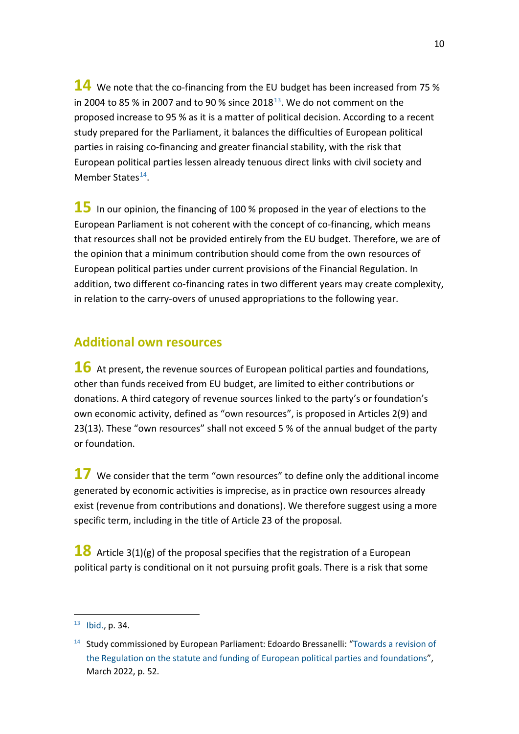**14** We note that the co-financing from the EU budget has been increased from 75 % in 2004 to 85 % in 2007 and to 90 % since 2018[13]. We do not comment on the proposed increase to 95 % as it is a matter of political decision. According to a recent study prepared for the Parliament, it balances the difficulties of European political parties in raising co-financing and greater financial stability, with the risk that European political parties lessen already tenuous direct links with civil society and Member States[14].

**15** In our opinion, the financing of 100 % proposed in the year of elections to the European Parliament is not coherent with the concept of co-financing, which means that resources shall not be provided entirely from the EU budget. Therefore, we are of the opinion that a minimum contribution should come from the own resources of European political parties under current provisions of the Financial Regulation. In addition, two different co-financing rates in two different years may create complexity, in relation to the carry-overs of unused appropriations to the following year.

## Additional own resources

**16** At present, the revenue sources of European political parties and foundations, other than funds received from EU budget, are limited to either contributions or donations. A third category of revenue sources linked to the party's or foundation's own economic activity, defined as "own resources", is proposed in Articles 2(9) and 23(13). These "own resources" shall not exceed 5 % of the annual budget of the party or foundation.

**17** We consider that the term "own resources" to define only the additional income generated by economic activities is imprecise, as in practice own resources already exist (revenue from contributions and donations). We therefore suggest using a more specific term, including in the title of Article 23 of the proposal.

**18** Article 3(1)(g) of the proposal specifies that the registration of a European political party is conditional on it not pursuing profit goals. There is a risk that some

---

[13] Ibid., p. 34.

[14] Study commissioned by European Parliament: Edoardo Bressanelli: "Towards a revision of the Regulation on the statute and funding of European political parties and foundations", March 2022, p. 52.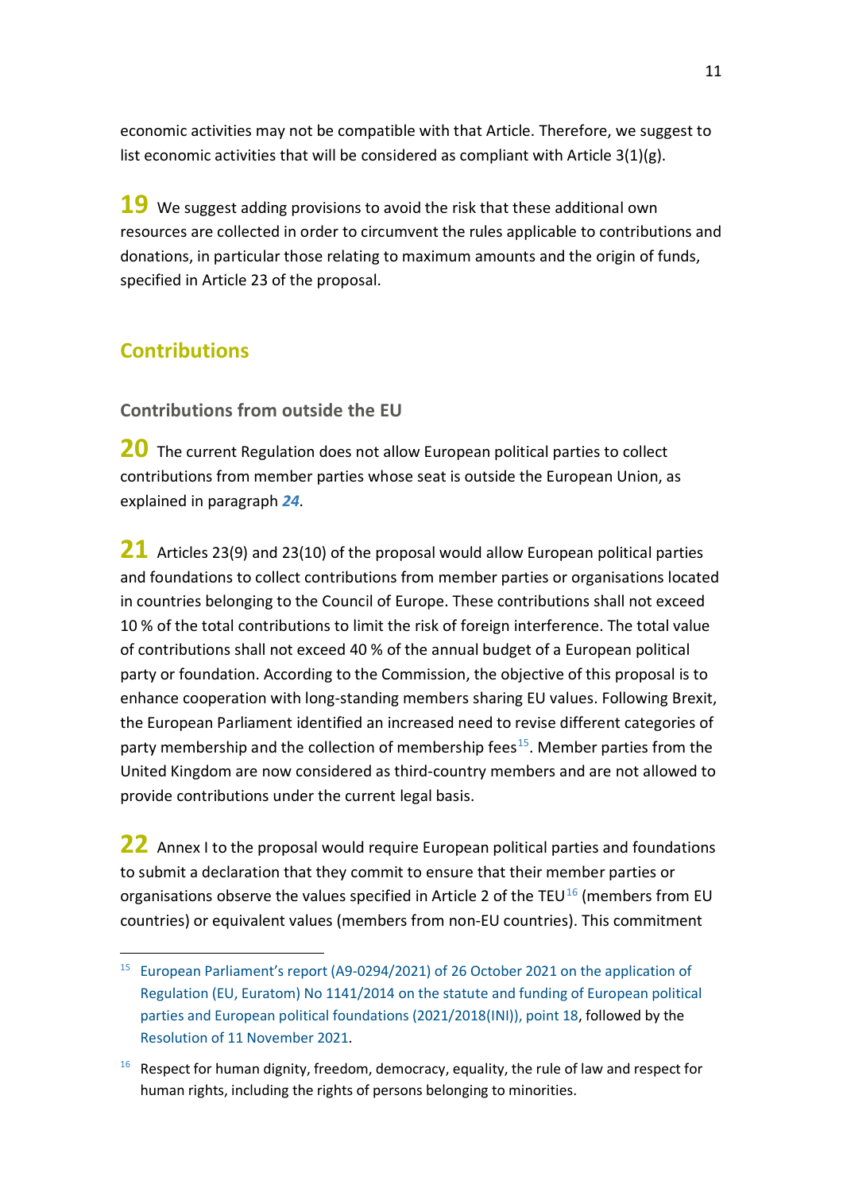economic activities may not be compatible with that Article. Therefore, we suggest to list economic activities that will be considered as compliant with Article 3(1)(g).

**19** We suggest adding provisions to avoid the risk that these additional own resources are collected in order to circumvent the rules applicable to contributions and donations, in particular those relating to maximum amounts and the origin of funds, specified in Article 23 of the proposal.

## Contributions

### Contributions from outside the EU

**20** The current Regulation does not allow European political parties to collect contributions from member parties whose seat is outside the European Union, as explained in paragraph ***24***.

**21** Articles 23(9) and 23(10) of the proposal would allow European political parties and foundations to collect contributions from member parties or organisations located in countries belonging to the Council of Europe. These contributions shall not exceed 10 % of the total contributions to limit the risk of foreign interference. The total value of contributions shall not exceed 40 % of the annual budget of a European political party or foundation. According to the Commission, the objective of this proposal is to enhance cooperation with long-standing members sharing EU values. Following Brexit, the European Parliament identified an increased need to revise different categories of party membership and the collection of membership fees[15]. Member parties from the United Kingdom are now considered as third-country members and are not allowed to provide contributions under the current legal basis.

**22** Annex I to the proposal would require European political parties and foundations to submit a declaration that they commit to ensure that their member parties or organisations observe the values specified in Article 2 of the TEU[16] (members from EU countries) or equivalent values (members from non-EU countries). This commitment

---

[15] European Parliament's report (A9-0294/2021) of 26 October 2021 on the application of Regulation (EU, Euratom) No 1141/2014 on the statute and funding of European political parties and European political foundations (2021/2018(INI)), point 18, followed by the Resolution of 11 November 2021.

[16] Respect for human dignity, freedom, democracy, equality, the rule of law and respect for human rights, including the rights of persons belonging to minorities.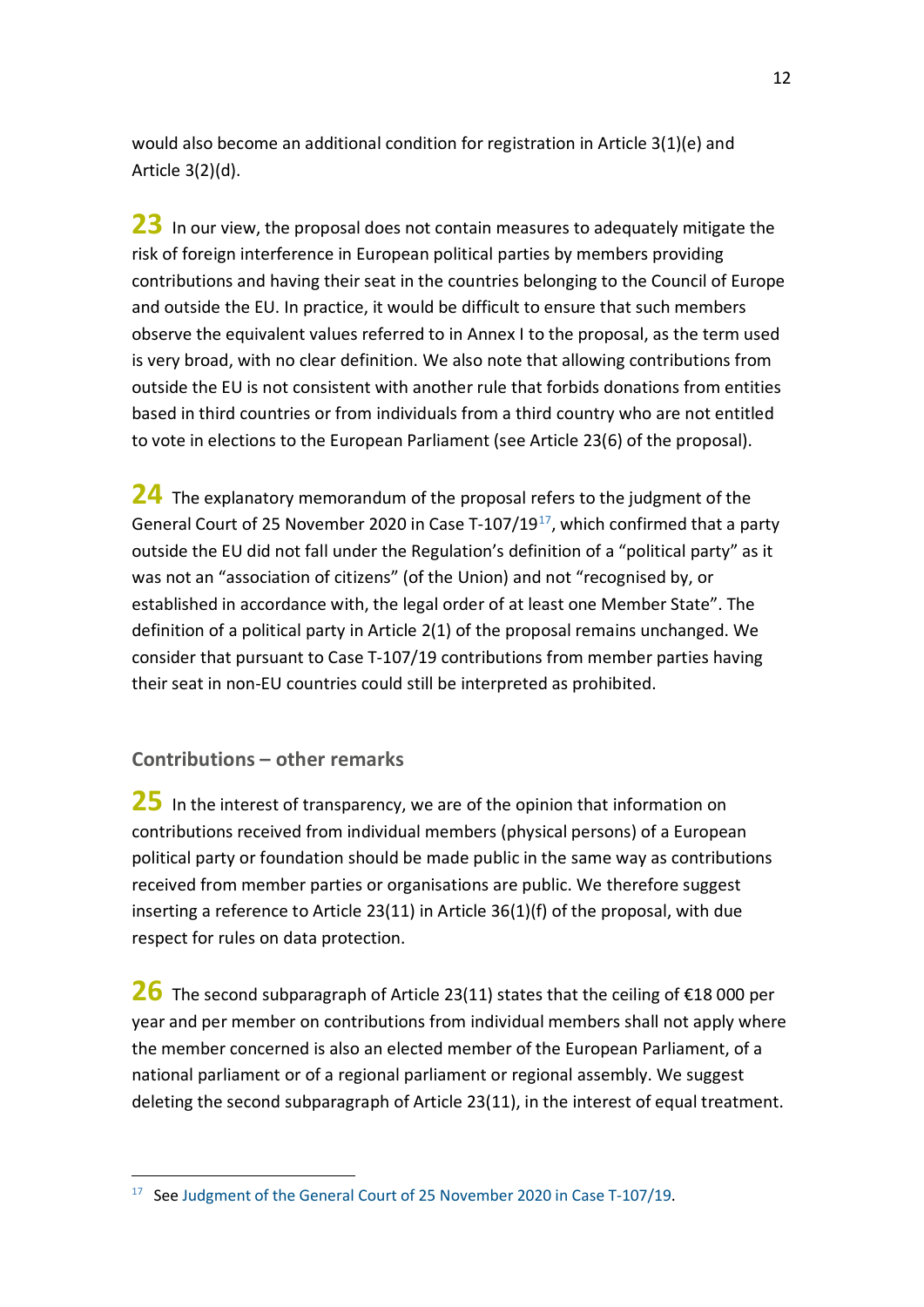would also become an additional condition for registration in Article 3(1)(e) and Article 3(2)(d).

**23** In our view, the proposal does not contain measures to adequately mitigate the risk of foreign interference in European political parties by members providing contributions and having their seat in the countries belonging to the Council of Europe and outside the EU. In practice, it would be difficult to ensure that such members observe the equivalent values referred to in Annex I to the proposal, as the term used is very broad, with no clear definition. We also note that allowing contributions from outside the EU is not consistent with another rule that forbids donations from entities based in third countries or from individuals from a third country who are not entitled to vote in elections to the European Parliament (see Article 23(6) of the proposal).

**24** The explanatory memorandum of the proposal refers to the judgment of the General Court of 25 November 2020 in Case T-107/19[17], which confirmed that a party outside the EU did not fall under the Regulation's definition of a "political party" as it was not an "association of citizens" (of the Union) and not "recognised by, or established in accordance with, the legal order of at least one Member State". The definition of a political party in Article 2(1) of the proposal remains unchanged. We consider that pursuant to Case T-107/19 contributions from member parties having their seat in non-EU countries could still be interpreted as prohibited.

### Contributions – other remarks

**25** In the interest of transparency, we are of the opinion that information on contributions received from individual members (physical persons) of a European political party or foundation should be made public in the same way as contributions received from member parties or organisations are public. We therefore suggest inserting a reference to Article 23(11) in Article 36(1)(f) of the proposal, with due respect for rules on data protection.

**26** The second subparagraph of Article 23(11) states that the ceiling of €18 000 per year and per member on contributions from individual members shall not apply where the member concerned is also an elected member of the European Parliament, of a national parliament or of a regional parliament or regional assembly. We suggest deleting the second subparagraph of Article 23(11), in the interest of equal treatment.

---

[17] See Judgment of the General Court of 25 November 2020 in Case T-107/19.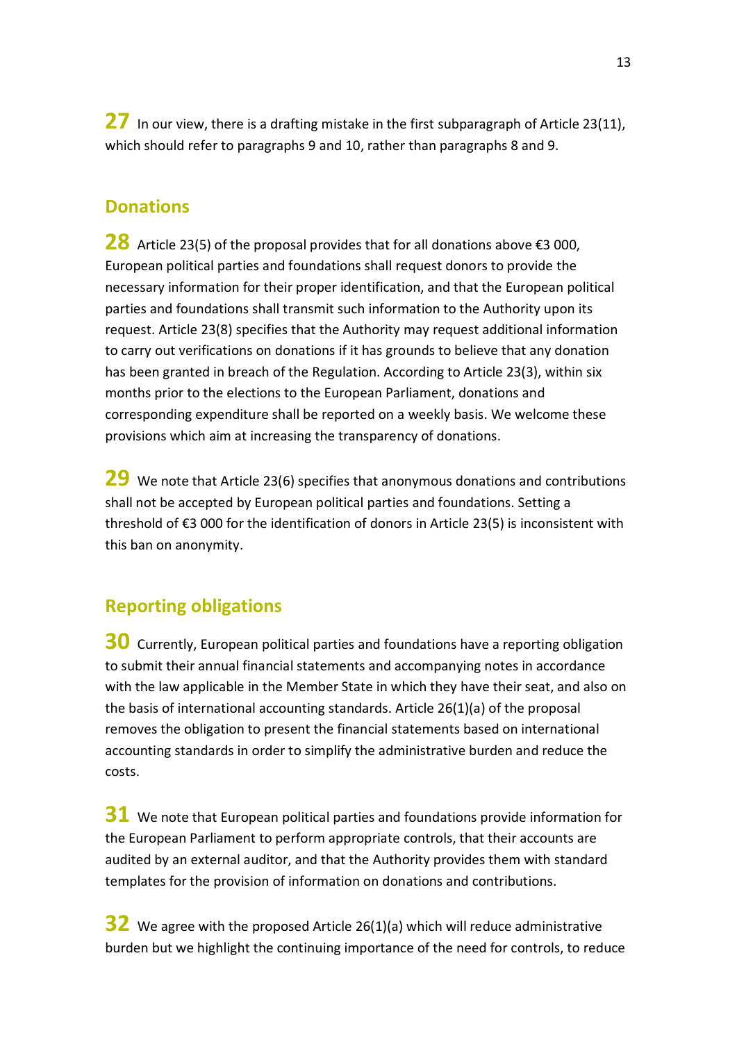**27** In our view, there is a drafting mistake in the first subparagraph of Article 23(11), which should refer to paragraphs 9 and 10, rather than paragraphs 8 and 9.

## Donations

**28** Article 23(5) of the proposal provides that for all donations above €3 000, European political parties and foundations shall request donors to provide the necessary information for their proper identification, and that the European political parties and foundations shall transmit such information to the Authority upon its request. Article 23(8) specifies that the Authority may request additional information to carry out verifications on donations if it has grounds to believe that any donation has been granted in breach of the Regulation. According to Article 23(3), within six months prior to the elections to the European Parliament, donations and corresponding expenditure shall be reported on a weekly basis. We welcome these provisions which aim at increasing the transparency of donations.

**29** We note that Article 23(6) specifies that anonymous donations and contributions shall not be accepted by European political parties and foundations. Setting a threshold of €3 000 for the identification of donors in Article 23(5) is inconsistent with this ban on anonymity.

## Reporting obligations

**30** Currently, European political parties and foundations have a reporting obligation to submit their annual financial statements and accompanying notes in accordance with the law applicable in the Member State in which they have their seat, and also on the basis of international accounting standards. Article 26(1)(a) of the proposal removes the obligation to present the financial statements based on international accounting standards in order to simplify the administrative burden and reduce the costs.

**31** We note that European political parties and foundations provide information for the European Parliament to perform appropriate controls, that their accounts are audited by an external auditor, and that the Authority provides them with standard templates for the provision of information on donations and contributions.

**32** We agree with the proposed Article 26(1)(a) which will reduce administrative burden but we highlight the continuing importance of the need for controls, to reduce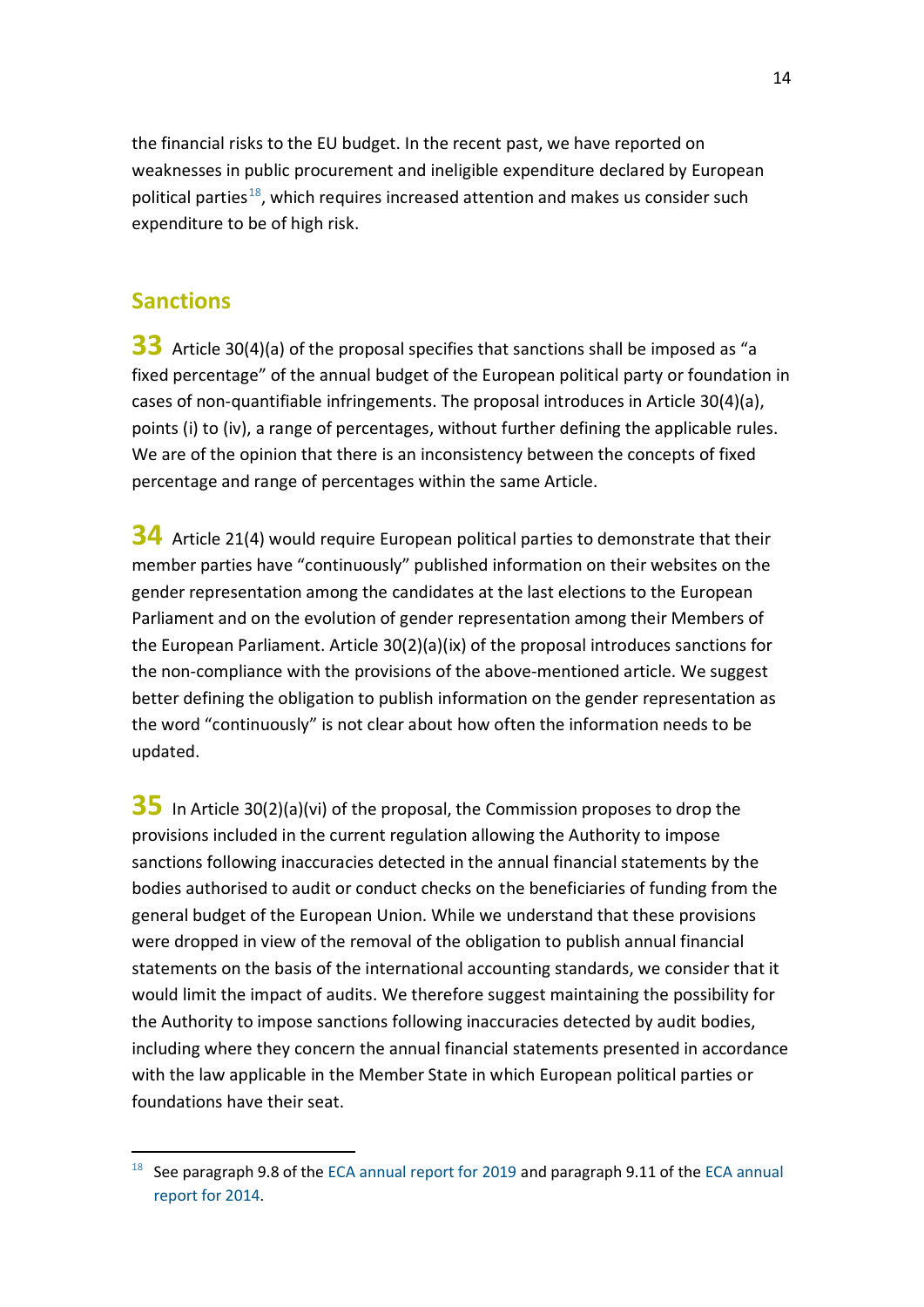the financial risks to the EU budget. In the recent past, we have reported on weaknesses in public procurement and ineligible expenditure declared by European political parties[18], which requires increased attention and makes us consider such expenditure to be of high risk.

## Sanctions

**33** Article 30(4)(a) of the proposal specifies that sanctions shall be imposed as "a fixed percentage" of the annual budget of the European political party or foundation in cases of non-quantifiable infringements. The proposal introduces in Article 30(4)(a), points (i) to (iv), a range of percentages, without further defining the applicable rules. We are of the opinion that there is an inconsistency between the concepts of fixed percentage and range of percentages within the same Article.

**34** Article 21(4) would require European political parties to demonstrate that their member parties have "continuously" published information on their websites on the gender representation among the candidates at the last elections to the European Parliament and on the evolution of gender representation among their Members of the European Parliament. Article 30(2)(a)(ix) of the proposal introduces sanctions for the non-compliance with the provisions of the above-mentioned article. We suggest better defining the obligation to publish information on the gender representation as the word "continuously" is not clear about how often the information needs to be updated.

**35** In Article 30(2)(a)(vi) of the proposal, the Commission proposes to drop the provisions included in the current regulation allowing the Authority to impose sanctions following inaccuracies detected in the annual financial statements by the bodies authorised to audit or conduct checks on the beneficiaries of funding from the general budget of the European Union. While we understand that these provisions were dropped in view of the removal of the obligation to publish annual financial statements on the basis of the international accounting standards, we consider that it would limit the impact of audits. We therefore suggest maintaining the possibility for the Authority to impose sanctions following inaccuracies detected by audit bodies, including where they concern the annual financial statements presented in accordance with the law applicable in the Member State in which European political parties or foundations have their seat.

---

[18] See paragraph 9.8 of the ECA annual report for 2019 and paragraph 9.11 of the ECA annual report for 2014.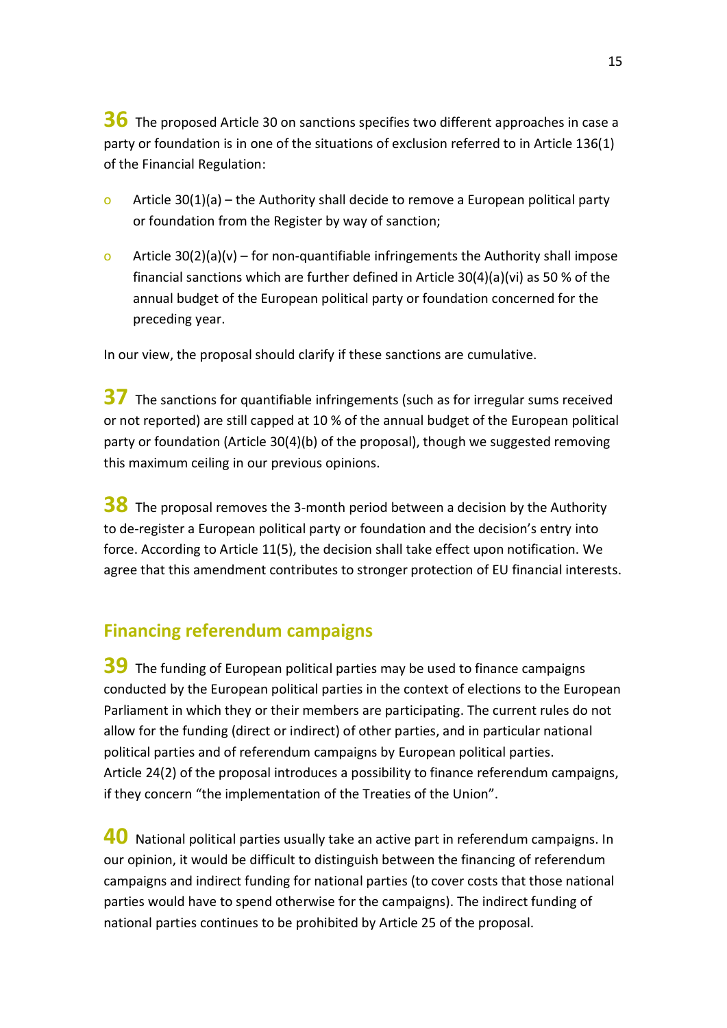**36** The proposed Article 30 on sanctions specifies two different approaches in case a party or foundation is in one of the situations of exclusion referred to in Article 136(1) of the Financial Regulation:

- Article 30(1)(a) – the Authority shall decide to remove a European political party or foundation from the Register by way of sanction;
- Article 30(2)(a)(v) – for non-quantifiable infringements the Authority shall impose financial sanctions which are further defined in Article 30(4)(a)(vi) as 50 % of the annual budget of the European political party or foundation concerned for the preceding year.

In our view, the proposal should clarify if these sanctions are cumulative.

**37** The sanctions for quantifiable infringements (such as for irregular sums received or not reported) are still capped at 10 % of the annual budget of the European political party or foundation (Article 30(4)(b) of the proposal), though we suggested removing this maximum ceiling in our previous opinions.

**38** The proposal removes the 3-month period between a decision by the Authority to de-register a European political party or foundation and the decision's entry into force. According to Article 11(5), the decision shall take effect upon notification. We agree that this amendment contributes to stronger protection of EU financial interests.

## Financing referendum campaigns

**39** The funding of European political parties may be used to finance campaigns conducted by the European political parties in the context of elections to the European Parliament in which they or their members are participating. The current rules do not allow for the funding (direct or indirect) of other parties, and in particular national political parties and of referendum campaigns by European political parties. Article 24(2) of the proposal introduces a possibility to finance referendum campaigns, if they concern "the implementation of the Treaties of the Union".

**40** National political parties usually take an active part in referendum campaigns. In our opinion, it would be difficult to distinguish between the financing of referendum campaigns and indirect funding for national parties (to cover costs that those national parties would have to spend otherwise for the campaigns). The indirect funding of national parties continues to be prohibited by Article 25 of the proposal.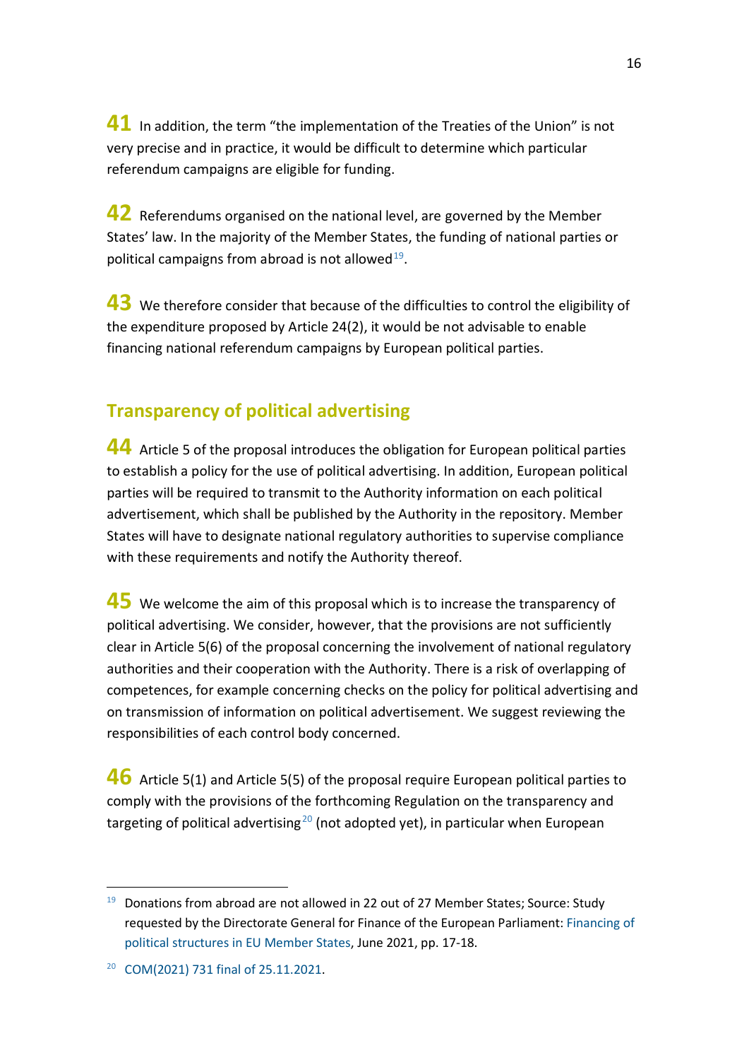**41** In addition, the term "the implementation of the Treaties of the Union" is not very precise and in practice, it would be difficult to determine which particular referendum campaigns are eligible for funding.

**42** Referendums organised on the national level, are governed by the Member States' law. In the majority of the Member States, the funding of national parties or political campaigns from abroad is not allowed[19].

**43** We therefore consider that because of the difficulties to control the eligibility of the expenditure proposed by Article 24(2), it would be not advisable to enable financing national referendum campaigns by European political parties.

## Transparency of political advertising

**44** Article 5 of the proposal introduces the obligation for European political parties to establish a policy for the use of political advertising. In addition, European political parties will be required to transmit to the Authority information on each political advertisement, which shall be published by the Authority in the repository. Member States will have to designate national regulatory authorities to supervise compliance with these requirements and notify the Authority thereof.

**45** We welcome the aim of this proposal which is to increase the transparency of political advertising. We consider, however, that the provisions are not sufficiently clear in Article 5(6) of the proposal concerning the involvement of national regulatory authorities and their cooperation with the Authority. There is a risk of overlapping of competences, for example concerning checks on the policy for political advertising and on transmission of information on political advertisement. We suggest reviewing the responsibilities of each control body concerned.

**46** Article 5(1) and Article 5(5) of the proposal require European political parties to comply with the provisions of the forthcoming Regulation on the transparency and targeting of political advertising[20] (not adopted yet), in particular when European

---

[19] Donations from abroad are not allowed in 22 out of 27 Member States; Source: Study requested by the Directorate General for Finance of the European Parliament: Financing of political structures in EU Member States, June 2021, pp. 17-18.

[20] COM(2021) 731 final of 25.11.2021.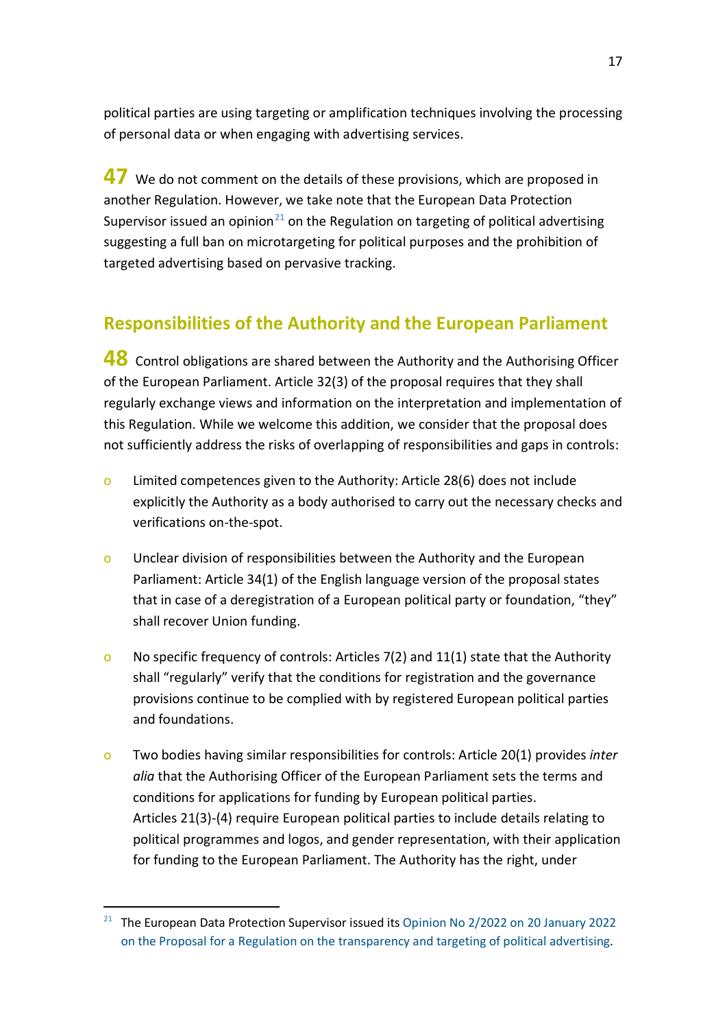political parties are using targeting or amplification techniques involving the processing of personal data or when engaging with advertising services.

**47** We do not comment on the details of these provisions, which are proposed in another Regulation. However, we take note that the European Data Protection Supervisor issued an opinion[21] on the Regulation on targeting of political advertising suggesting a full ban on microtargeting for political purposes and the prohibition of targeted advertising based on pervasive tracking.

## Responsibilities of the Authority and the European Parliament

**48** Control obligations are shared between the Authority and the Authorising Officer of the European Parliament. Article 32(3) of the proposal requires that they shall regularly exchange views and information on the interpretation and implementation of this Regulation. While we welcome this addition, we consider that the proposal does not sufficiently address the risks of overlapping of responsibilities and gaps in controls:

- Limited competences given to the Authority: Article 28(6) does not include explicitly the Authority as a body authorised to carry out the necessary checks and verifications on-the-spot.
- Unclear division of responsibilities between the Authority and the European Parliament: Article 34(1) of the English language version of the proposal states that in case of a deregistration of a European political party or foundation, “they” shall recover Union funding.
- No specific frequency of controls: Articles 7(2) and 11(1) state that the Authority shall “regularly” verify that the conditions for registration and the governance provisions continue to be complied with by registered European political parties and foundations.
- Two bodies having similar responsibilities for controls: Article 20(1) provides *inter alia* that the Authorising Officer of the European Parliament sets the terms and conditions for applications for funding by European political parties. Articles 21(3)-(4) require European political parties to include details relating to political programmes and logos, and gender representation, with their application for funding to the European Parliament. The Authority has the right, under

[21] The European Data Protection Supervisor issued its Opinion No 2/2022 on 20 January 2022 on the Proposal for a Regulation on the transparency and targeting of political advertising.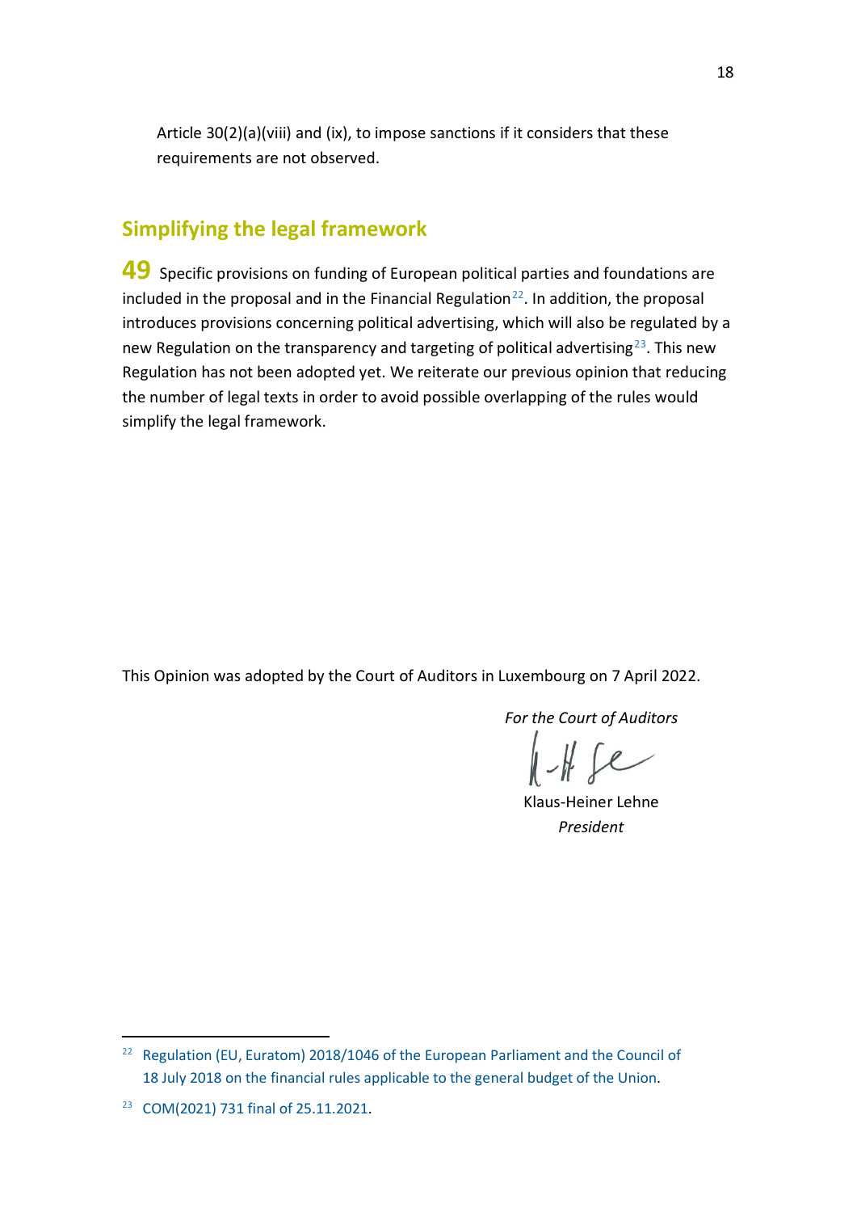Article 30(2)(a)(viii) and (ix), to impose sanctions if it considers that these requirements are not observed.

## Simplifying the legal framework

**49** Specific provisions on funding of European political parties and foundations are included in the proposal and in the Financial Regulation[22]. In addition, the proposal introduces provisions concerning political advertising, which will also be regulated by a new Regulation on the transparency and targeting of political advertising[23]. This new Regulation has not been adopted yet. We reiterate our previous opinion that reducing the number of legal texts in order to avoid possible overlapping of the rules would simplify the legal framework.

This Opinion was adopted by the Court of Auditors in Luxembourg on 7 April 2022.

*For the Court of Auditors*

Klaus-Heiner Lehne
*President*

---

[22] Regulation (EU, Euratom) 2018/1046 of the European Parliament and the Council of 18 July 2018 on the financial rules applicable to the general budget of the Union.

[23] COM(2021) 731 final of 25.11.2021.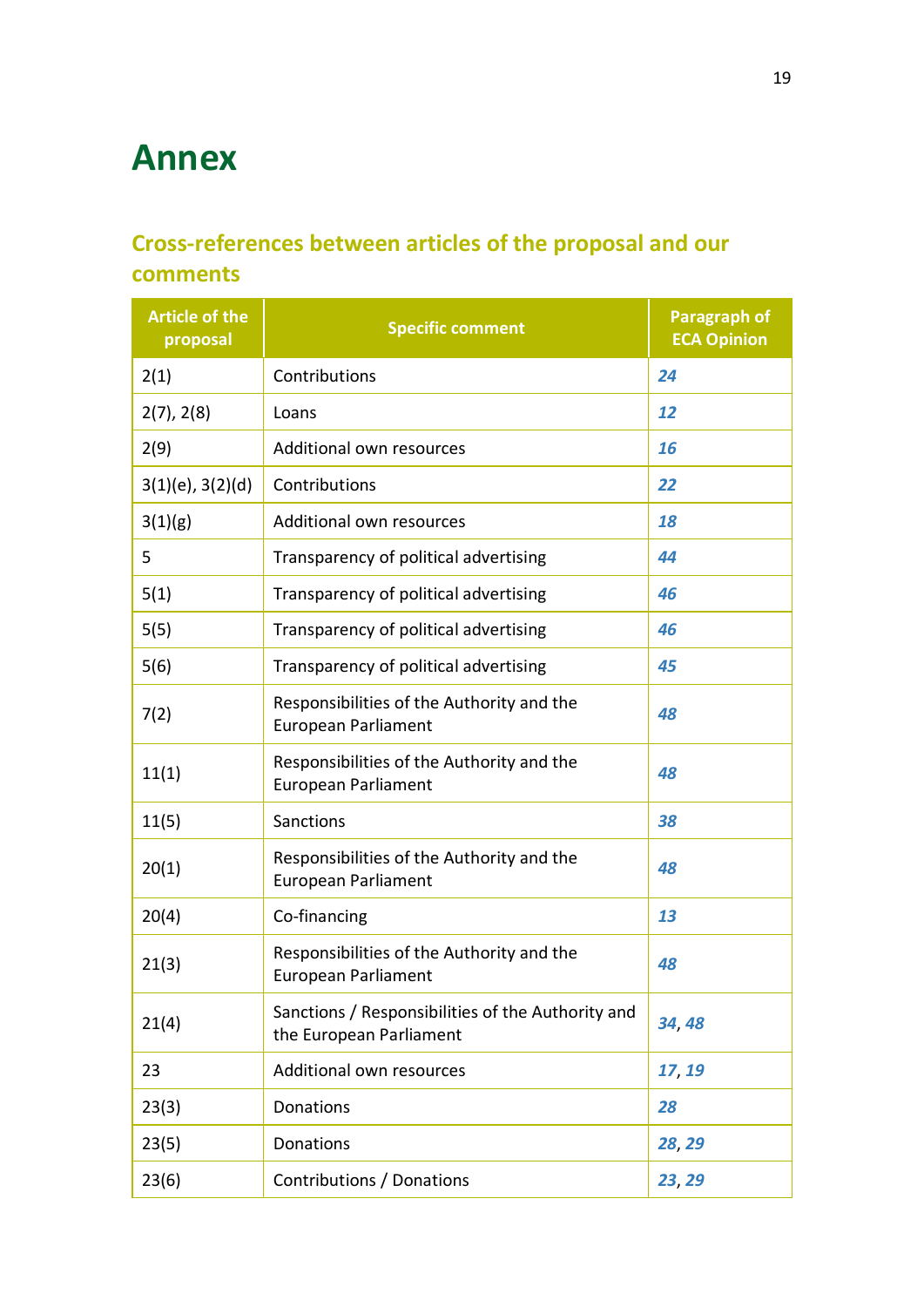# Annex

## Cross-references between articles of the proposal and our comments

| Article of the proposal | Specific comment | Paragraph of ECA Opinion |
|---|---|---|
| 2(1) | Contributions | *24* |
| 2(7), 2(8) | Loans | *12* |
| 2(9) | Additional own resources | *16* |
| 3(1)(e), 3(2)(d) | Contributions | *22* |
| 3(1)(g) | Additional own resources | *18* |
| 5 | Transparency of political advertising | *44* |
| 5(1) | Transparency of political advertising | *46* |
| 5(5) | Transparency of political advertising | *46* |
| 5(6) | Transparency of political advertising | *45* |
| 7(2) | Responsibilities of the Authority and the European Parliament | *48* |
| 11(1) | Responsibilities of the Authority and the European Parliament | *48* |
| 11(5) | Sanctions | *38* |
| 20(1) | Responsibilities of the Authority and the European Parliament | *48* |
| 20(4) | Co-financing | *13* |
| 21(3) | Responsibilities of the Authority and the European Parliament | *48* |
| 21(4) | Sanctions / Responsibilities of the Authority and the European Parliament | *34*, *48* |
| 23 | Additional own resources | *17*, *19* |
| 23(3) | Donations | *28* |
| 23(5) | Donations | *28*, *29* |
| 23(6) | Contributions / Donations | *23*, *29* |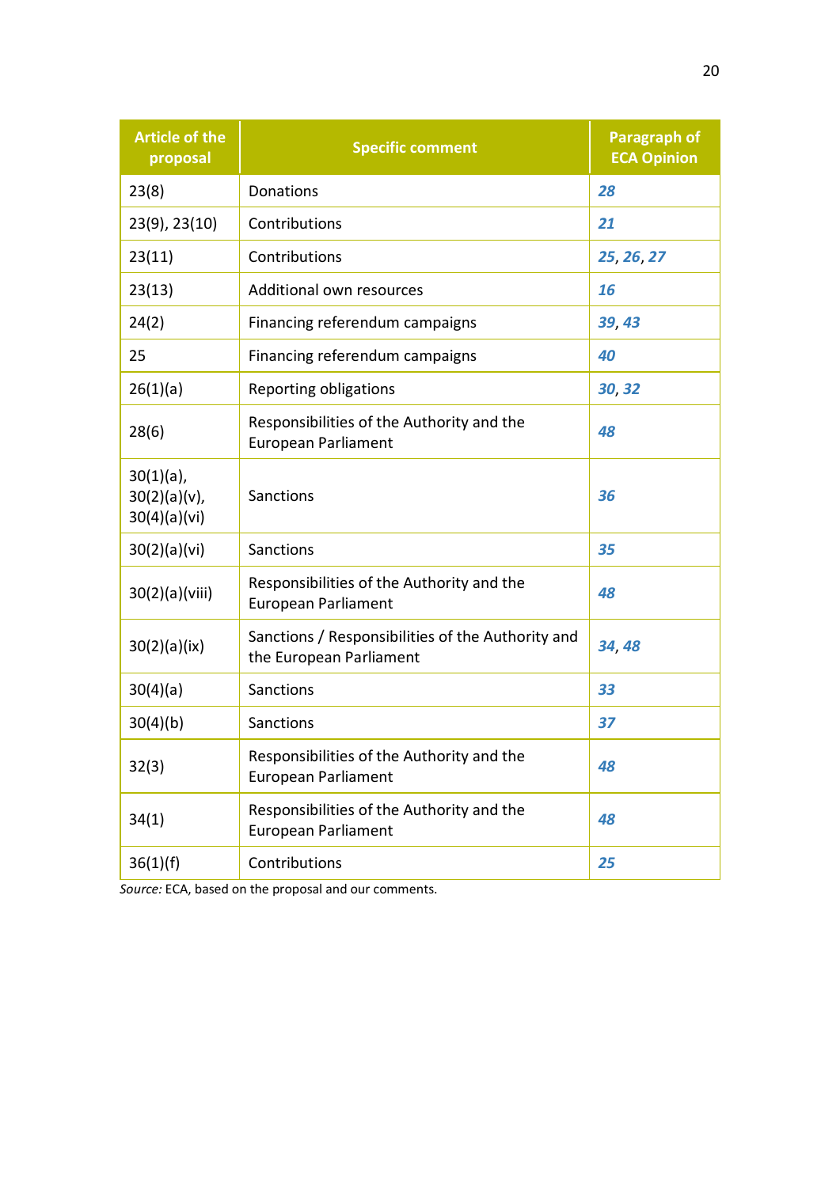| Article of the proposal | Specific comment | Paragraph of ECA Opinion |
|---|---|---|
| 23(8) | Donations | *28* |
| 23(9), 23(10) | Contributions | *21* |
| 23(11) | Contributions | *25*, *26*, *27* |
| 23(13) | Additional own resources | *16* |
| 24(2) | Financing referendum campaigns | *39*, *43* |
| 25 | Financing referendum campaigns | *40* |
| 26(1)(a) | Reporting obligations | *30*, *32* |
| 28(6) | Responsibilities of the Authority and the European Parliament | *48* |
| 30(1)(a), 30(2)(a)(v), 30(4)(a)(vi) | Sanctions | *36* |
| 30(2)(a)(vi) | Sanctions | *35* |
| 30(2)(a)(viii) | Responsibilities of the Authority and the European Parliament | *48* |
| 30(2)(a)(ix) | Sanctions / Responsibilities of the Authority and the European Parliament | *34*, *48* |
| 30(4)(a) | Sanctions | *33* |
| 30(4)(b) | Sanctions | *37* |
| 32(3) | Responsibilities of the Authority and the European Parliament | *48* |
| 34(1) | Responsibilities of the Authority and the European Parliament | *48* |
| 36(1)(f) | Contributions | *25* |

*Source:* ECA, based on the proposal and our comments.